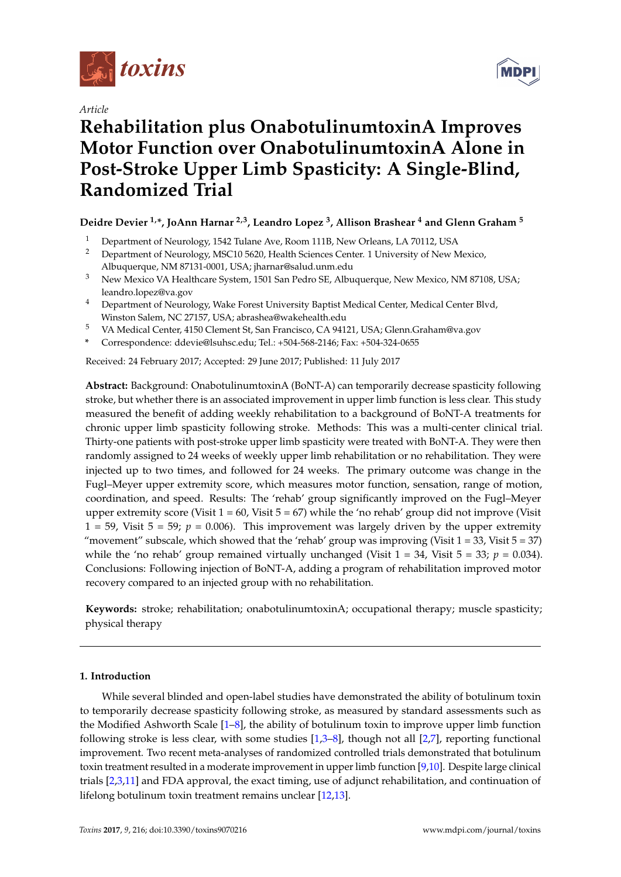*Article*

# Rehabilitation plus OnabotulinumtoxinA Improves Motor Function over OnabotulinumtoxinA Alone in Post-Stroke Upper Limb Spasticity: A Single-Blind, Randomized Trial

**Deidre Devier [1,*], JoAnn Harnar [2,3], Leandro Lopez [3], Allison Brashear [4] and Glenn Graham [5]**

1. Department of Neurology, 1542 Tulane Ave, Room 111B, New Orleans, LA 70112, USA
2. Department of Neurology, MSC10 5620, Health Sciences Center. 1 University of New Mexico, Albuquerque, NM 87131-0001, USA; jharnar@salud.unm.edu
3. New Mexico VA Healthcare System, 1501 San Pedro SE, Albuquerque, New Mexico, NM 87108, USA; leandro.lopez@va.gov
4. Department of Neurology, Wake Forest University Baptist Medical Center, Medical Center Blvd, Winston Salem, NC 27157, USA; abrashea@wakehealth.edu
5. VA Medical Center, 4150 Clement St, San Francisco, CA 94121, USA; Glenn.Graham@va.gov

\* Correspondence: ddevie@lsuhsc.edu; Tel.: +504-568-2146; Fax: +504-324-0655

Received: 24 February 2017; Accepted: 29 June 2017; Published: 11 July 2017

**Abstract:** Background: OnabotulinumtoxinA (BoNT-A) can temporarily decrease spasticity following stroke, but whether there is an associated improvement in upper limb function is less clear. This study measured the benefit of adding weekly rehabilitation to a background of BoNT-A treatments for chronic upper limb spasticity following stroke. Methods: This was a multi-center clinical trial. Thirty-one patients with post-stroke upper limb spasticity were treated with BoNT-A. They were then randomly assigned to 24 weeks of weekly upper limb rehabilitation or no rehabilitation. They were injected up to two times, and followed for 24 weeks. The primary outcome was change in the Fugl–Meyer upper extremity score, which measures motor function, sensation, range of motion, coordination, and speed. Results: The 'rehab' group significantly improved on the Fugl–Meyer upper extremity score (Visit 1 = 60, Visit 5 = 67) while the 'no rehab' group did not improve (Visit 1 = 59, Visit 5 = 59; $p = 0.006$). This improvement was largely driven by the upper extremity "movement" subscale, which showed that the 'rehab' group was improving (Visit 1 = 33, Visit 5 = 37) while the 'no rehab' group remained virtually unchanged (Visit 1 = 34, Visit 5 = 33; $p = 0.034$). Conclusions: Following injection of BoNT-A, adding a program of rehabilitation improved motor recovery compared to an injected group with no rehabilitation.

**Keywords:** stroke; rehabilitation; onabotulinumtoxinA; occupational therapy; muscle spasticity; physical therapy

## 1. Introduction

While several blinded and open-label studies have demonstrated the ability of botulinum toxin to temporarily decrease spasticity following stroke, as measured by standard assessments such as the Modified Ashworth Scale [1–8], the ability of botulinum toxin to improve upper limb function following stroke is less clear, with some studies [1,3–8], though not all [2,7], reporting functional improvement. Two recent meta-analyses of randomized controlled trials demonstrated that botulinum toxin treatment resulted in a moderate improvement in upper limb function [9,10]. Despite large clinical trials [2,3,11] and FDA approval, the exact timing, use of adjunct rehabilitation, and continuation of lifelong botulinum toxin treatment remains unclear [12,13].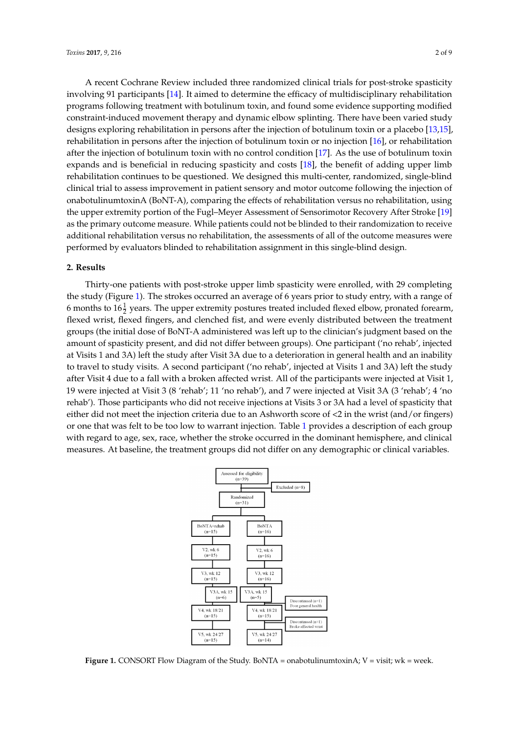A recent Cochrane Review included three randomized clinical trials for post-stroke spasticity involving 91 participants [14]. It aimed to determine the efficacy of multidisciplinary rehabilitation programs following treatment with botulinum toxin, and found some evidence supporting modified constraint-induced movement therapy and dynamic elbow splinting. There have been varied study designs exploring rehabilitation in persons after the injection of botulinum toxin or a placebo [13,15], rehabilitation in persons after the injection of botulinum toxin or no injection [16], or rehabilitation after the injection of botulinum toxin with no control condition [17]. As the use of botulinum toxin expands and is beneficial in reducing spasticity and costs [18], the benefit of adding upper limb rehabilitation continues to be questioned. We designed this multi-center, randomized, single-blind clinical trial to assess improvement in patient sensory and motor outcome following the injection of onabotulinumtoxinA (BoNT-A), comparing the effects of rehabilitation versus no rehabilitation, using the upper extremity portion of the Fugl–Meyer Assessment of Sensorimotor Recovery After Stroke [19] as the primary outcome measure. While patients could not be blinded to their randomization to receive additional rehabilitation versus no rehabilitation, the assessments of all of the outcome measures were performed by evaluators blinded to rehabilitation assignment in this single-blind design.

## 2. Results

Thirty-one patients with post-stroke upper limb spasticity were enrolled, with 29 completing the study (Figure 1). The strokes occurred an average of 6 years prior to study entry, with a range of 6 months to $16\frac{1}{2}$ years. The upper extremity postures treated included flexed elbow, pronated forearm, flexed wrist, flexed fingers, and clenched fist, and were evenly distributed between the treatment groups (the initial dose of BoNT-A administered was left up to the clinician's judgment based on the amount of spasticity present, and did not differ between groups). One participant ('no rehab', injected at Visits 1 and 3A) left the study after Visit 3A due to a deterioration in general health and an inability to travel to study visits. A second participant ('no rehab', injected at Visits 1 and 3A) left the study after Visit 4 due to a fall with a broken affected wrist. All of the participants were injected at Visit 1, 19 were injected at Visit 3 (8 'rehab'; 11 'no rehab'), and 7 were injected at Visit 3A (3 'rehab'; 4 'no rehab'). Those participants who did not receive injections at Visits 3 or 3A had a level of spasticity that either did not meet the injection criteria due to an Ashworth score of <2 in the wrist (and/or fingers) or one that was felt to be too low to warrant injection. Table 1 provides a description of each group with regard to age, sex, race, whether the stroke occurred in the dominant hemisphere, and clinical measures. At baseline, the treatment groups did not differ on any demographic or clinical variables.

**Figure 1.** CONSORT Flow Diagram of the Study. BoNTA = onabotulinumtoxinA; V = visit; wk = week.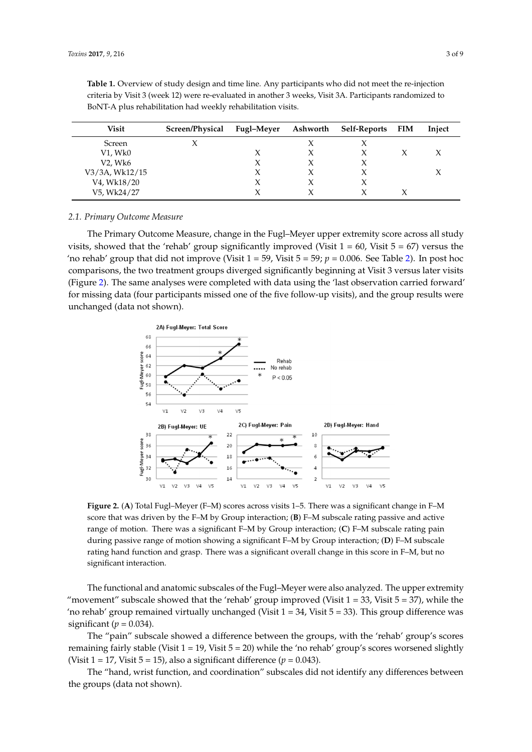**Table 1.** Overview of study design and time line. Any participants who did not meet the re-injection criteria by Visit 3 (week 12) were re-evaluated in another 3 weeks, Visit 3A. Participants randomized to BoNT-A plus rehabilitation had weekly rehabilitation visits.

| Visit | Screen/Physical | Fugl–Meyer | Ashworth | Self-Reports | FIM | Inject |
|---|---|---|---|---|---|---|
| Screen | X | | X | X | | |
| V1, Wk0 | | X | X | X | X | X |
| V2, Wk6 | | X | X | X | | |
| V3/3A, Wk12/15 | | X | X | X | | X |
| V4, Wk18/20 | | X | X | X | | |
| V5, Wk24/27 | | X | X | X | X | |

### 2.1. Primary Outcome Measure

The Primary Outcome Measure, change in the Fugl–Meyer upper extremity score across all study visits, showed that the 'rehab' group significantly improved (Visit 1 = 60, Visit 5 = 67) versus the 'no rehab' group that did not improve (Visit 1 = 59, Visit 5 = 59; $p = 0.006$. See Table 2). In post hoc comparisons, the two treatment groups diverged significantly beginning at Visit 3 versus later visits (Figure 2). The same analyses were completed with data using the 'last observation carried forward' for missing data (four participants missed one of the five follow-up visits), and the group results were unchanged (data not shown).

**Figure 2.** (**A**) Total Fugl–Meyer (F–M) scores across visits 1–5. There was a significant change in F–M score that was driven by the F–M by Group interaction; (**B**) F–M subscale rating passive and active range of motion. There was a significant F–M by Group interaction; (**C**) F–M subscale rating pain during passive range of motion showing a significant F–M by Group interaction; (**D**) F–M subscale rating hand function and grasp. There was a significant overall change in this score in F–M, but no significant interaction.

The functional and anatomic subscales of the Fugl–Meyer were also analyzed. The upper extremity "movement" subscale showed that the 'rehab' group improved (Visit 1 = 33, Visit 5 = 37), while the 'no rehab' group remained virtually unchanged (Visit 1 = 34, Visit 5 = 33). This group difference was significant ($p = 0.034$).

The "pain" subscale showed a difference between the groups, with the 'rehab' group's scores remaining fairly stable (Visit 1 = 19, Visit 5 = 20) while the 'no rehab' group's scores worsened slightly (Visit 1 = 17, Visit 5 = 15), also a significant difference ($p = 0.043$).

The "hand, wrist function, and coordination" subscales did not identify any differences between the groups (data not shown).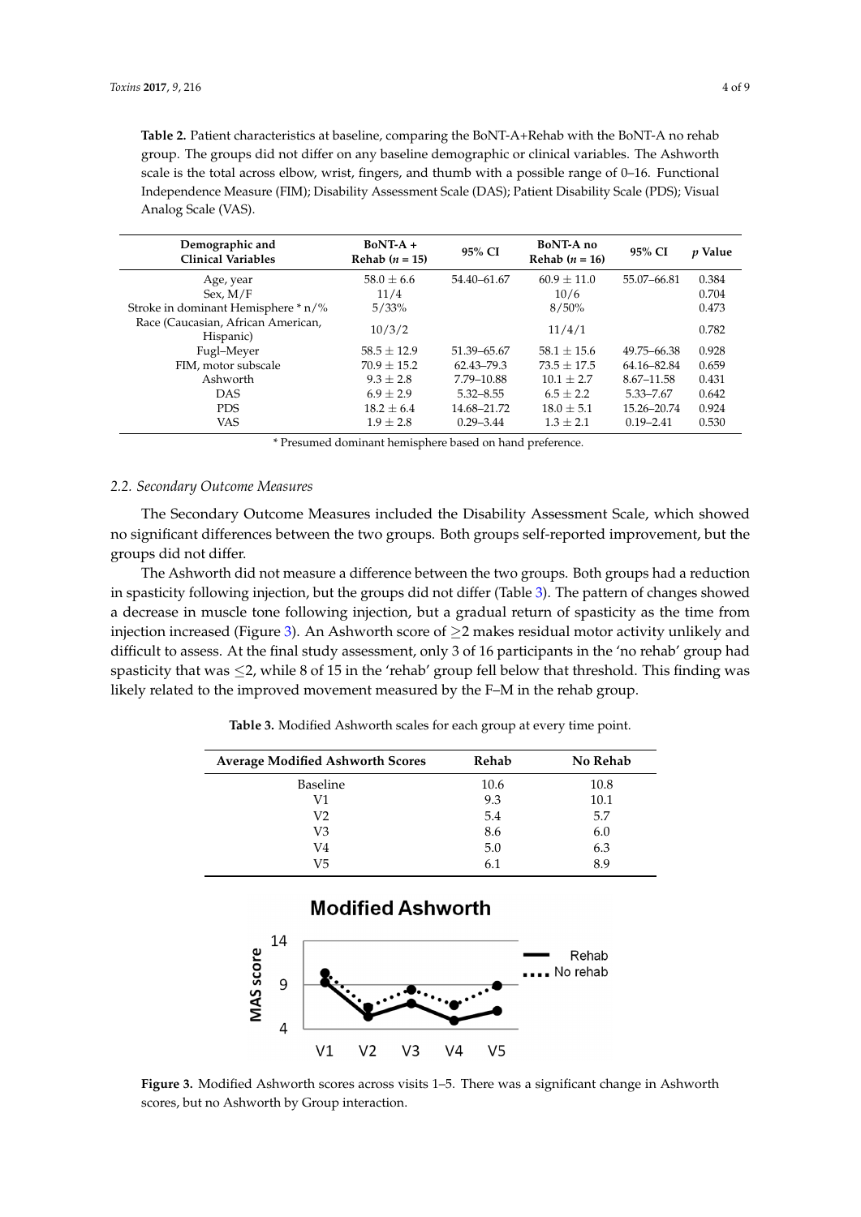**Table 2.** Patient characteristics at baseline, comparing the BoNT-A+Rehab with the BoNT-A no rehab group. The groups did not differ on any baseline demographic or clinical variables. The Ashworth scale is the total across elbow, wrist, fingers, and thumb with a possible range of 0–16. Functional Independence Measure (FIM); Disability Assessment Scale (DAS); Patient Disability Scale (PDS); Visual Analog Scale (VAS).

| Demographic and Clinical Variables | BoNT-A + Rehab ($n$ = 15) | 95% CI | BoNT-A no Rehab ($n$ = 16) | 95% CI | $p$ Value |
|---|---|---|---|---|---|
| Age, year | 58.0 ± 6.6 | 54.40–61.67 | 60.9 ± 11.0 | 55.07–66.81 | 0.384 |
| Sex, M/F | 11/4 | | 10/6 | | 0.704 |
| Stroke in dominant Hemisphere * n/% | 5/33% | | 8/50% | | 0.473 |
| Race (Caucasian, African American, Hispanic) | 10/3/2 | | 11/4/1 | | 0.782 |
| Fugl–Meyer | 58.5 ± 12.9 | 51.39–65.67 | 58.1 ± 15.6 | 49.75–66.38 | 0.928 |
| FIM, motor subscale | 70.9 ± 15.2 | 62.43–79.3 | 73.5 ± 17.5 | 64.16–82.84 | 0.659 |
| Ashworth | 9.3 ± 2.8 | 7.79–10.88 | 10.1 ± 2.7 | 8.67–11.58 | 0.431 |
| DAS | 6.9 ± 2.9 | 5.32–8.55 | 6.5 ± 2.2 | 5.33–7.67 | 0.642 |
| PDS | 18.2 ± 6.4 | 14.68–21.72 | 18.0 ± 5.1 | 15.26–20.74 | 0.924 |
| VAS | 1.9 ± 2.8 | 0.29–3.44 | 1.3 ± 2.1 | 0.19–2.41 | 0.530 |

* Presumed dominant hemisphere based on hand preference.

### 2.2. Secondary Outcome Measures

The Secondary Outcome Measures included the Disability Assessment Scale, which showed no significant differences between the two groups. Both groups self-reported improvement, but the groups did not differ.

The Ashworth did not measure a difference between the two groups. Both groups had a reduction in spasticity following injection, but the groups did not differ (Table 3). The pattern of changes showed a decrease in muscle tone following injection, but a gradual return of spasticity as the time from injection increased (Figure 3). An Ashworth score of ≥2 makes residual motor activity unlikely and difficult to assess. At the final study assessment, only 3 of 16 participants in the 'no rehab' group had spasticity that was ≤2, while 8 of 15 in the 'rehab' group fell below that threshold. This finding was likely related to the improved movement measured by the F–M in the rehab group.

**Table 3.** Modified Ashworth scales for each group at every time point.

| Average Modified Ashworth Scores | Rehab | No Rehab |
|---|---|---|
| Baseline | 10.6 | 10.8 |
| V1 | 9.3 | 10.1 |
| V2 | 5.4 | 5.7 |
| V3 | 8.6 | 6.0 |
| V4 | 5.0 | 6.3 |
| V5 | 6.1 | 8.9 |

**Figure 3.** Modified Ashworth scores across visits 1–5. There was a significant change in Ashworth scores, but no Ashworth by Group interaction.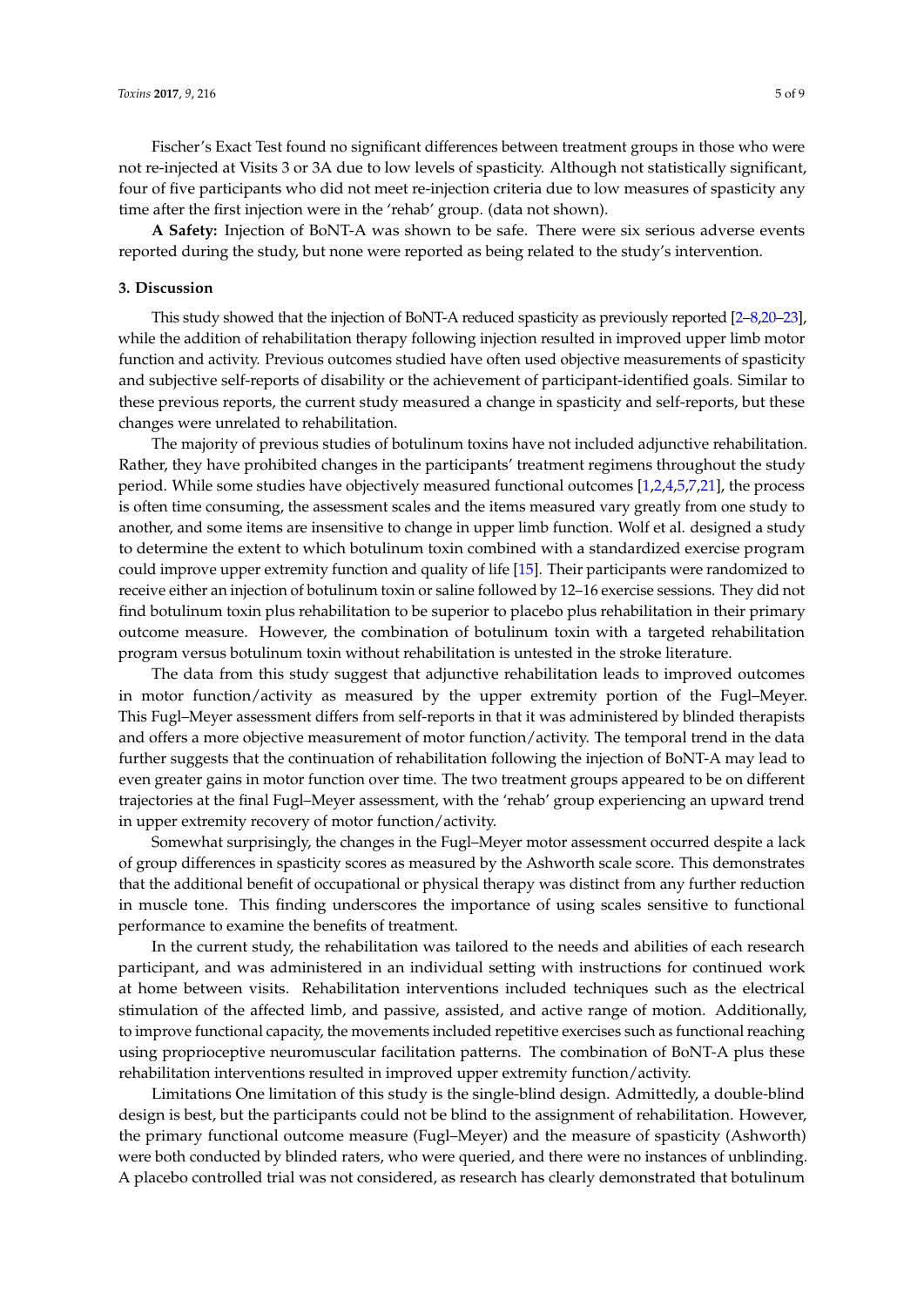Fischer's Exact Test found no significant differences between treatment groups in those who were not re-injected at Visits 3 or 3A due to low levels of spasticity. Although not statistically significant, four of five participants who did not meet re-injection criteria due to low measures of spasticity any time after the first injection were in the 'rehab' group. (data not shown).

**A Safety:** Injection of BoNT-A was shown to be safe. There were six serious adverse events reported during the study, but none were reported as being related to the study's intervention.

## 3. Discussion

This study showed that the injection of BoNT-A reduced spasticity as previously reported [2–8,20–23], while the addition of rehabilitation therapy following injection resulted in improved upper limb motor function and activity. Previous outcomes studied have often used objective measurements of spasticity and subjective self-reports of disability or the achievement of participant-identified goals. Similar to these previous reports, the current study measured a change in spasticity and self-reports, but these changes were unrelated to rehabilitation.

The majority of previous studies of botulinum toxins have not included adjunctive rehabilitation. Rather, they have prohibited changes in the participants' treatment regimens throughout the study period. While some studies have objectively measured functional outcomes [1,2,4,5,7,21], the process is often time consuming, the assessment scales and the items measured vary greatly from one study to another, and some items are insensitive to change in upper limb function. Wolf et al. designed a study to determine the extent to which botulinum toxin combined with a standardized exercise program could improve upper extremity function and quality of life [15]. Their participants were randomized to receive either an injection of botulinum toxin or saline followed by 12–16 exercise sessions. They did not find botulinum toxin plus rehabilitation to be superior to placebo plus rehabilitation in their primary outcome measure. However, the combination of botulinum toxin with a targeted rehabilitation program versus botulinum toxin without rehabilitation is untested in the stroke literature.

The data from this study suggest that adjunctive rehabilitation leads to improved outcomes in motor function/activity as measured by the upper extremity portion of the Fugl–Meyer. This Fugl–Meyer assessment differs from self-reports in that it was administered by blinded therapists and offers a more objective measurement of motor function/activity. The temporal trend in the data further suggests that the continuation of rehabilitation following the injection of BoNT-A may lead to even greater gains in motor function over time. The two treatment groups appeared to be on different trajectories at the final Fugl–Meyer assessment, with the 'rehab' group experiencing an upward trend in upper extremity recovery of motor function/activity.

Somewhat surprisingly, the changes in the Fugl–Meyer motor assessment occurred despite a lack of group differences in spasticity scores as measured by the Ashworth scale score. This demonstrates that the additional benefit of occupational or physical therapy was distinct from any further reduction in muscle tone. This finding underscores the importance of using scales sensitive to functional performance to examine the benefits of treatment.

In the current study, the rehabilitation was tailored to the needs and abilities of each research participant, and was administered in an individual setting with instructions for continued work at home between visits. Rehabilitation interventions included techniques such as the electrical stimulation of the affected limb, and passive, assisted, and active range of motion. Additionally, to improve functional capacity, the movements included repetitive exercises such as functional reaching using proprioceptive neuromuscular facilitation patterns. The combination of BoNT-A plus these rehabilitation interventions resulted in improved upper extremity function/activity.

Limitations One limitation of this study is the single-blind design. Admittedly, a double-blind design is best, but the participants could not be blind to the assignment of rehabilitation. However, the primary functional outcome measure (Fugl–Meyer) and the measure of spasticity (Ashworth) were both conducted by blinded raters, who were queried, and there were no instances of unblinding. A placebo controlled trial was not considered, as research has clearly demonstrated that botulinum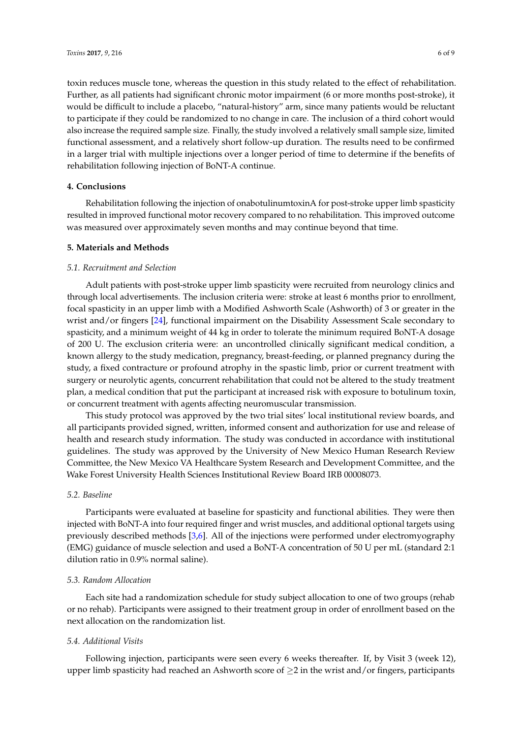toxin reduces muscle tone, whereas the question in this study related to the effect of rehabilitation. Further, as all patients had significant chronic motor impairment (6 or more months post-stroke), it would be difficult to include a placebo, "natural-history" arm, since many patients would be reluctant to participate if they could be randomized to no change in care. The inclusion of a third cohort would also increase the required sample size. Finally, the study involved a relatively small sample size, limited functional assessment, and a relatively short follow-up duration. The results need to be confirmed in a larger trial with multiple injections over a longer period of time to determine if the benefits of rehabilitation following injection of BoNT-A continue.

## 4. Conclusions

Rehabilitation following the injection of onabotulinumtoxinA for post-stroke upper limb spasticity resulted in improved functional motor recovery compared to no rehabilitation. This improved outcome was measured over approximately seven months and may continue beyond that time.

## 5. Materials and Methods

### 5.1. Recruitment and Selection

Adult patients with post-stroke upper limb spasticity were recruited from neurology clinics and through local advertisements. The inclusion criteria were: stroke at least 6 months prior to enrollment, focal spasticity in an upper limb with a Modified Ashworth Scale (Ashworth) of 3 or greater in the wrist and/or fingers [24], functional impairment on the Disability Assessment Scale secondary to spasticity, and a minimum weight of 44 kg in order to tolerate the minimum required BoNT-A dosage of 200 U. The exclusion criteria were: an uncontrolled clinically significant medical condition, a known allergy to the study medication, pregnancy, breast-feeding, or planned pregnancy during the study, a fixed contracture or profound atrophy in the spastic limb, prior or current treatment with surgery or neurolytic agents, concurrent rehabilitation that could not be altered to the study treatment plan, a medical condition that put the participant at increased risk with exposure to botulinum toxin, or concurrent treatment with agents affecting neuromuscular transmission.

This study protocol was approved by the two trial sites' local institutional review boards, and all participants provided signed, written, informed consent and authorization for use and release of health and research study information. The study was conducted in accordance with institutional guidelines. The study was approved by the University of New Mexico Human Research Review Committee, the New Mexico VA Healthcare System Research and Development Committee, and the Wake Forest University Health Sciences Institutional Review Board IRB 00008073.

### 5.2. Baseline

Participants were evaluated at baseline for spasticity and functional abilities. They were then injected with BoNT-A into four required finger and wrist muscles, and additional optional targets using previously described methods [3,6]. All of the injections were performed under electromyography (EMG) guidance of muscle selection and used a BoNT-A concentration of 50 U per mL (standard 2:1 dilution ratio in 0.9% normal saline).

### 5.3. Random Allocation

Each site had a randomization schedule for study subject allocation to one of two groups (rehab or no rehab). Participants were assigned to their treatment group in order of enrollment based on the next allocation on the randomization list.

### 5.4. Additional Visits

Following injection, participants were seen every 6 weeks thereafter. If, by Visit 3 (week 12), upper limb spasticity had reached an Ashworth score of $\geq$2 in the wrist and/or fingers, participants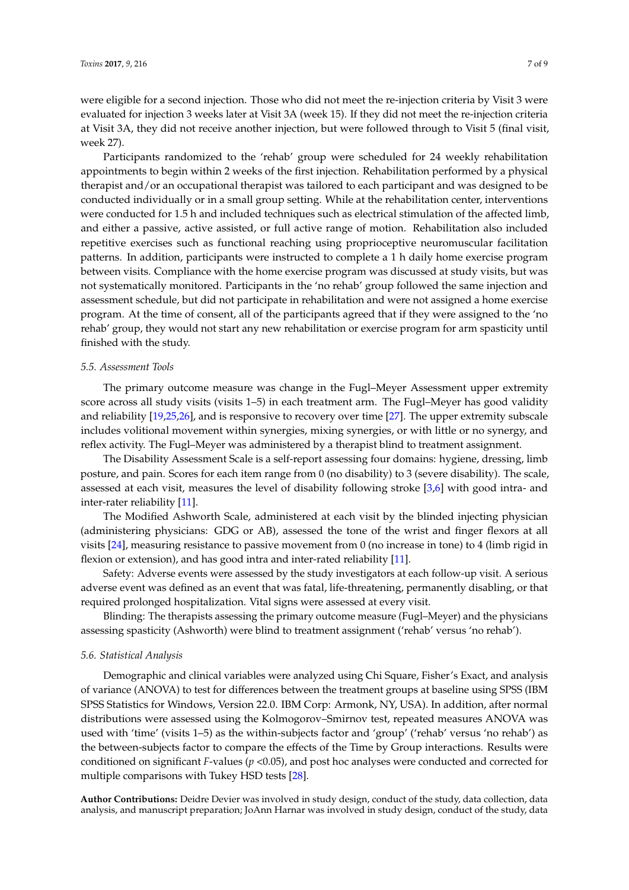were eligible for a second injection. Those who did not meet the re-injection criteria by Visit 3 were evaluated for injection 3 weeks later at Visit 3A (week 15). If they did not meet the re-injection criteria at Visit 3A, they did not receive another injection, but were followed through to Visit 5 (final visit, week 27).

Participants randomized to the 'rehab' group were scheduled for 24 weekly rehabilitation appointments to begin within 2 weeks of the first injection. Rehabilitation performed by a physical therapist and/or an occupational therapist was tailored to each participant and was designed to be conducted individually or in a small group setting. While at the rehabilitation center, interventions were conducted for 1.5 h and included techniques such as electrical stimulation of the affected limb, and either a passive, active assisted, or full active range of motion. Rehabilitation also included repetitive exercises such as functional reaching using proprioceptive neuromuscular facilitation patterns. In addition, participants were instructed to complete a 1 h daily home exercise program between visits. Compliance with the home exercise program was discussed at study visits, but was not systematically monitored. Participants in the 'no rehab' group followed the same injection and assessment schedule, but did not participate in rehabilitation and were not assigned a home exercise program. At the time of consent, all of the participants agreed that if they were assigned to the 'no rehab' group, they would not start any new rehabilitation or exercise program for arm spasticity until finished with the study.

### *5.5. Assessment Tools*

The primary outcome measure was change in the Fugl–Meyer Assessment upper extremity score across all study visits (visits 1–5) in each treatment arm. The Fugl–Meyer has good validity and reliability [19,25,26], and is responsive to recovery over time [27]. The upper extremity subscale includes volitional movement within synergies, mixing synergies, or with little or no synergy, and reflex activity. The Fugl–Meyer was administered by a therapist blind to treatment assignment.

The Disability Assessment Scale is a self-report assessing four domains: hygiene, dressing, limb posture, and pain. Scores for each item range from 0 (no disability) to 3 (severe disability). The scale, assessed at each visit, measures the level of disability following stroke [3,6] with good intra- and inter-rater reliability [11].

The Modified Ashworth Scale, administered at each visit by the blinded injecting physician (administering physicians: GDG or AB), assessed the tone of the wrist and finger flexors at all visits [24], measuring resistance to passive movement from 0 (no increase in tone) to 4 (limb rigid in flexion or extension), and has good intra and inter-rated reliability [11].

Safety: Adverse events were assessed by the study investigators at each follow-up visit. A serious adverse event was defined as an event that was fatal, life-threatening, permanently disabling, or that required prolonged hospitalization. Vital signs were assessed at every visit.

Blinding: The therapists assessing the primary outcome measure (Fugl–Meyer) and the physicians assessing spasticity (Ashworth) were blind to treatment assignment ('rehab' versus 'no rehab').

### *5.6. Statistical Analysis*

Demographic and clinical variables were analyzed using Chi Square, Fisher's Exact, and analysis of variance (ANOVA) to test for differences between the treatment groups at baseline using SPSS (IBM SPSS Statistics for Windows, Version 22.0. IBM Corp: Armonk, NY, USA). In addition, after normal distributions were assessed using the Kolmogorov–Smirnov test, repeated measures ANOVA was used with 'time' (visits 1–5) as the within-subjects factor and 'group' ('rehab' versus 'no rehab') as the between-subjects factor to compare the effects of the Time by Group interactions. Results were conditioned on significant *F*-values ($p < 0.05$), and post hoc analyses were conducted and corrected for multiple comparisons with Tukey HSD tests [28].

**Author Contributions:** Deidre Devier was involved in study design, conduct of the study, data collection, data analysis, and manuscript preparation; JoAnn Harnar was involved in study design, conduct of the study, data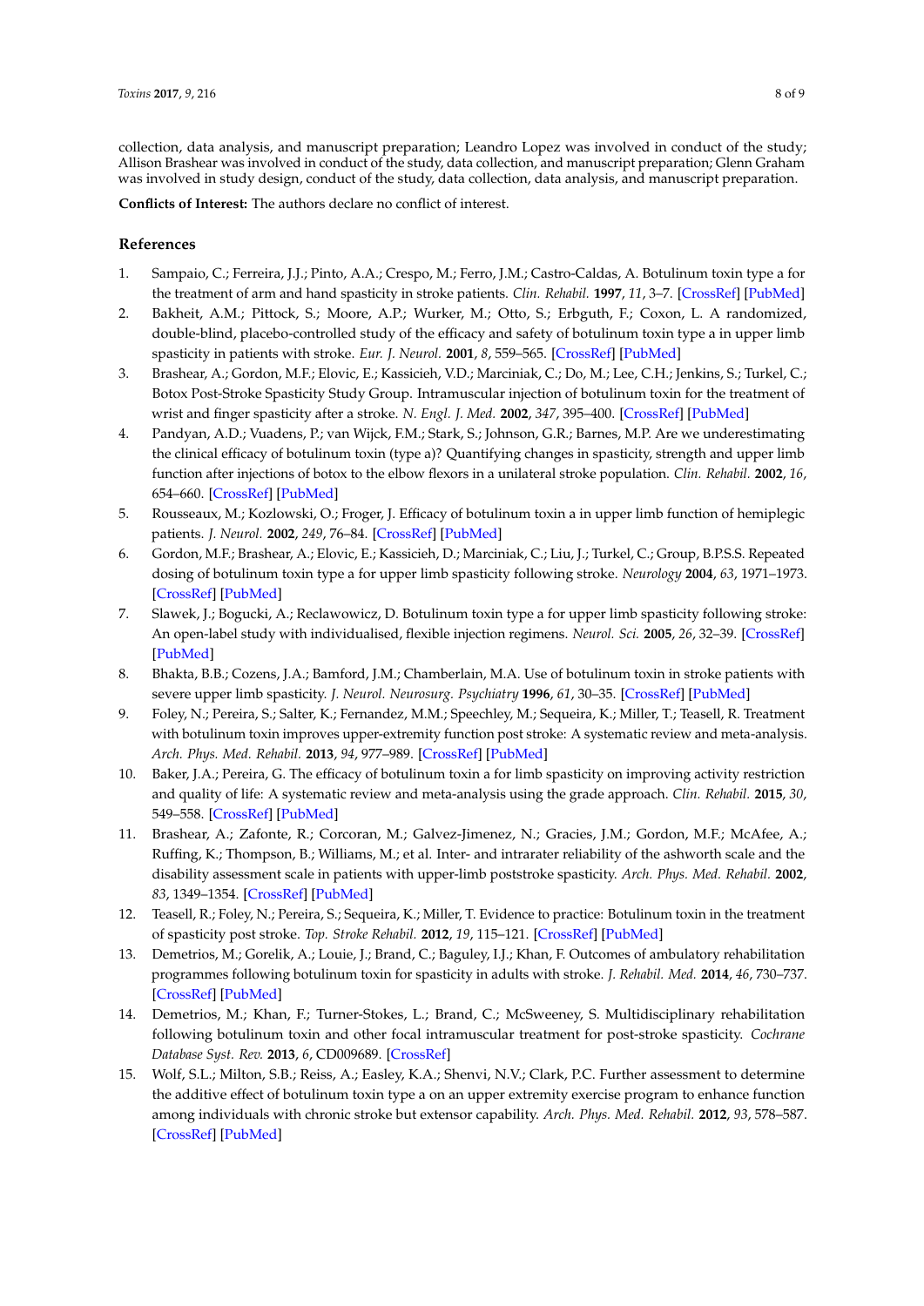collection, data analysis, and manuscript preparation; Leandro Lopez was involved in conduct of the study; Allison Brashear was involved in conduct of the study, data collection, and manuscript preparation; Glenn Graham was involved in study design, conduct of the study, data collection, data analysis, and manuscript preparation.

**Conflicts of Interest:** The authors declare no conflict of interest.

## References

1. Sampaio, C.; Ferreira, J.J.; Pinto, A.A.; Crespo, M.; Ferro, J.M.; Castro-Caldas, A. Botulinum toxin type a for the treatment of arm and hand spasticity in stroke patients. *Clin. Rehabil.* **1997**, *11*, 3–7. [CrossRef] [PubMed]
2. Bakheit, A.M.; Pittock, S.; Moore, A.P.; Wurker, M.; Otto, S.; Erbguth, F.; Coxon, L. A randomized, double-blind, placebo-controlled study of the efficacy and safety of botulinum toxin type a in upper limb spasticity in patients with stroke. *Eur. J. Neurol.* **2001**, *8*, 559–565. [CrossRef] [PubMed]
3. Brashear, A.; Gordon, M.F.; Elovic, E.; Kassicieh, V.D.; Marciniak, C.; Do, M.; Lee, C.H.; Jenkins, S.; Turkel, C.; Botox Post-Stroke Spasticity Study Group. Intramuscular injection of botulinum toxin for the treatment of wrist and finger spasticity after a stroke. *N. Engl. J. Med.* **2002**, *347*, 395–400. [CrossRef] [PubMed]
4. Pandyan, A.D.; Vuadens, P.; van Wijck, F.M.; Stark, S.; Johnson, G.R.; Barnes, M.P. Are we underestimating the clinical efficacy of botulinum toxin (type a)? Quantifying changes in spasticity, strength and upper limb function after injections of botox to the elbow flexors in a unilateral stroke population. *Clin. Rehabil.* **2002**, *16*, 654–660. [CrossRef] [PubMed]
5. Rousseaux, M.; Kozlowski, O.; Froger, J. Efficacy of botulinum toxin a in upper limb function of hemiplegic patients. *J. Neurol.* **2002**, *249*, 76–84. [CrossRef] [PubMed]
6. Gordon, M.F.; Brashear, A.; Elovic, E.; Kassicieh, D.; Marciniak, C.; Liu, J.; Turkel, C.; Group, B.P.S.S. Repeated dosing of botulinum toxin type a for upper limb spasticity following stroke. *Neurology* **2004**, *63*, 1971–1973. [CrossRef] [PubMed]
7. Slawek, J.; Bogucki, A.; Reclawowicz, D. Botulinum toxin type a for upper limb spasticity following stroke: An open-label study with individualised, flexible injection regimens. *Neurol. Sci.* **2005**, *26*, 32–39. [CrossRef] [PubMed]
8. Bhakta, B.B.; Cozens, J.A.; Bamford, J.M.; Chamberlain, M.A. Use of botulinum toxin in stroke patients with severe upper limb spasticity. *J. Neurol. Neurosurg. Psychiatry* **1996**, *61*, 30–35. [CrossRef] [PubMed]
9. Foley, N.; Pereira, S.; Salter, K.; Fernandez, M.M.; Speechley, M.; Sequeira, K.; Miller, T.; Teasell, R. Treatment with botulinum toxin improves upper-extremity function post stroke: A systematic review and meta-analysis. *Arch. Phys. Med. Rehabil.* **2013**, *94*, 977–989. [CrossRef] [PubMed]
10. Baker, J.A.; Pereira, G. The efficacy of botulinum toxin a for limb spasticity on improving activity restriction and quality of life: A systematic review and meta-analysis using the grade approach. *Clin. Rehabil.* **2015**, *30*, 549–558. [CrossRef] [PubMed]
11. Brashear, A.; Zafonte, R.; Corcoran, M.; Galvez-Jimenez, N.; Gracies, J.M.; Gordon, M.F.; McAfee, A.; Ruffing, K.; Thompson, B.; Williams, M.; et al. Inter- and intrarater reliability of the ashworth scale and the disability assessment scale in patients with upper-limb poststroke spasticity. *Arch. Phys. Med. Rehabil.* **2002**, *83*, 1349–1354. [CrossRef] [PubMed]
12. Teasell, R.; Foley, N.; Pereira, S.; Sequeira, K.; Miller, T. Evidence to practice: Botulinum toxin in the treatment of spasticity post stroke. *Top. Stroke Rehabil.* **2012**, *19*, 115–121. [CrossRef] [PubMed]
13. Demetrios, M.; Gorelik, A.; Louie, J.; Brand, C.; Baguley, I.J.; Khan, F. Outcomes of ambulatory rehabilitation programmes following botulinum toxin for spasticity in adults with stroke. *J. Rehabil. Med.* **2014**, *46*, 730–737. [CrossRef] [PubMed]
14. Demetrios, M.; Khan, F.; Turner-Stokes, L.; Brand, C.; McSweeney, S. Multidisciplinary rehabilitation following botulinum toxin and other focal intramuscular treatment for post-stroke spasticity. *Cochrane Database Syst. Rev.* **2013**, *6*, CD009689. [CrossRef]
15. Wolf, S.L.; Milton, S.B.; Reiss, A.; Easley, K.A.; Shenvi, N.V.; Clark, P.C. Further assessment to determine the additive effect of botulinum toxin type a on an upper extremity exercise program to enhance function among individuals with chronic stroke but extensor capability. *Arch. Phys. Med. Rehabil.* **2012**, *93*, 578–587. [CrossRef] [PubMed]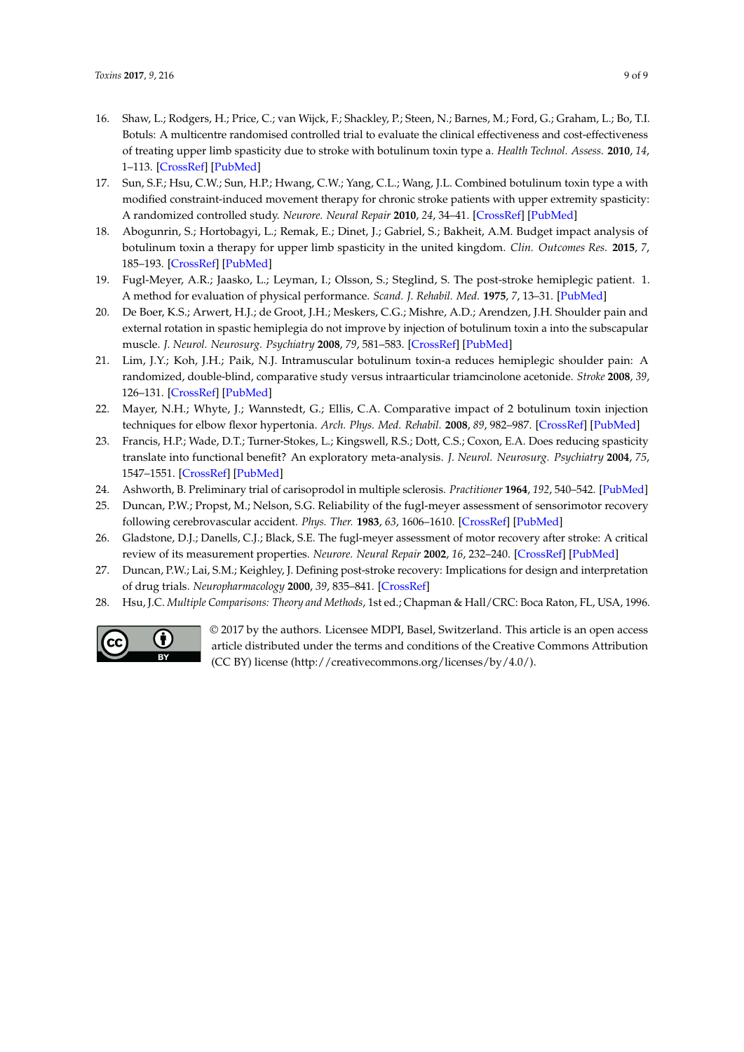16. Shaw, L.; Rodgers, H.; Price, C.; van Wijck, F.; Shackley, P.; Steen, N.; Barnes, M.; Ford, G.; Graham, L.; Bo, T.I. Botulus: A multicentre randomised controlled trial to evaluate the clinical effectiveness and cost-effectiveness of treating upper limb spasticity due to stroke with botulinum toxin type a. *Health Technol. Assess.* **2010**, *14*, 1–113. [CrossRef] [PubMed]
17. Sun, S.F.; Hsu, C.W.; Sun, H.P.; Hwang, C.W.; Yang, C.L.; Wang, J.L. Combined botulinum toxin type a with modified constraint-induced movement therapy for chronic stroke patients with upper extremity spasticity: A randomized controlled study. *Neurore. Neural Repair* **2010**, *24*, 34–41. [CrossRef] [PubMed]
18. Abogunrin, S.; Hortobagyi, L.; Remak, E.; Dinet, J.; Gabriel, S.; Bakheit, A.M. Budget impact analysis of botulinum toxin a therapy for upper limb spasticity in the united kingdom. *Clin. Outcomes Res.* **2015**, *7*, 185–193. [CrossRef] [PubMed]
19. Fugl-Meyer, A.R.; Jaasko, L.; Leyman, I.; Olsson, S.; Steglind, S. The post-stroke hemiplegic patient. 1. A method for evaluation of physical performance. *Scand. J. Rehabil. Med.* **1975**, *7*, 13–31. [PubMed]
20. De Boer, K.S.; Arwert, H.J.; de Groot, J.H.; Meskers, C.G.; Mishre, A.D.; Arendzen, J.H. Shoulder pain and external rotation in spastic hemiplegia do not improve by injection of botulinum toxin a into the subscapular muscle. *J. Neurol. Neurosurg. Psychiatry* **2008**, *79*, 581–583. [CrossRef] [PubMed]
21. Lim, J.Y.; Koh, J.H.; Paik, N.J. Intramuscular botulinum toxin-a reduces hemiplegic shoulder pain: A randomized, double-blind, comparative study versus intraarticular triamcinolone acetonide. *Stroke* **2008**, *39*, 126–131. [CrossRef] [PubMed]
22. Mayer, N.H.; Whyte, J.; Wannstedt, G.; Ellis, C.A. Comparative impact of 2 botulinum toxin injection techniques for elbow flexor hypertonia. *Arch. Phys. Med. Rehabil.* **2008**, *89*, 982–987. [CrossRef] [PubMed]
23. Francis, H.P.; Wade, D.T.; Turner-Stokes, L.; Kingswell, R.S.; Dott, C.S.; Coxon, E.A. Does reducing spasticity translate into functional benefit? An exploratory meta-analysis. *J. Neurol. Neurosurg. Psychiatry* **2004**, *75*, 1547–1551. [CrossRef] [PubMed]
24. Ashworth, B. Preliminary trial of carisoprodol in multiple sclerosis. *Practitioner* **1964**, *192*, 540–542. [PubMed]
25. Duncan, P.W.; Propst, M.; Nelson, S.G. Reliability of the fugl-meyer assessment of sensorimotor recovery following cerebrovascular accident. *Phys. Ther.* **1983**, *63*, 1606–1610. [CrossRef] [PubMed]
26. Gladstone, D.J.; Danells, C.J.; Black, S.E. The fugl-meyer assessment of motor recovery after stroke: A critical review of its measurement properties. *Neurore. Neural Repair* **2002**, *16*, 232–240. [CrossRef] [PubMed]
27. Duncan, P.W.; Lai, S.M.; Keighley, J. Defining post-stroke recovery: Implications for design and interpretation of drug trials. *Neuropharmacology* **2000**, *39*, 835–841. [CrossRef]
28. Hsu, J.C. *Multiple Comparisons: Theory and Methods*, 1st ed.; Chapman & Hall/CRC: Boca Raton, FL, USA, 1996.

© 2017 by the authors. Licensee MDPI, Basel, Switzerland. This article is an open access article distributed under the terms and conditions of the Creative Commons Attribution (CC BY) license (http://creativecommons.org/licenses/by/4.0/).